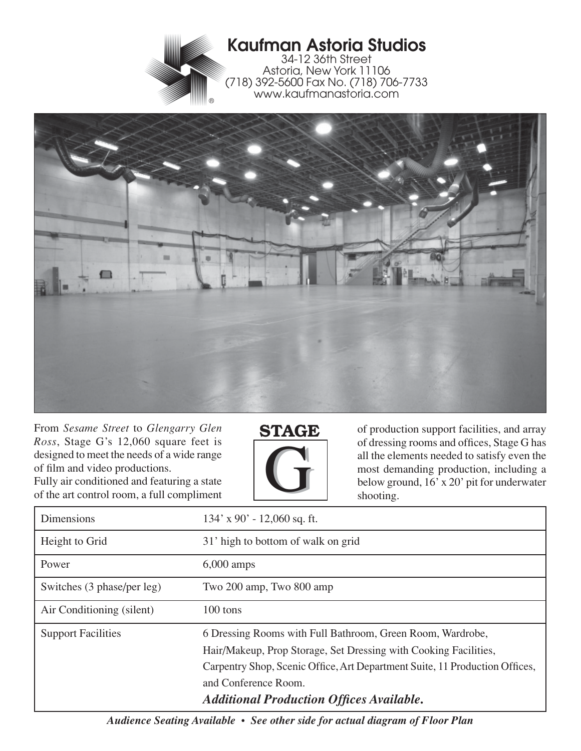# Kaufman Astoria Studios

34-12 36th Street
Astoria, New York 11106
(718) 392-5600 Fax No. (718) 706-7733
www.kaufmanastoria.com

## STAGE G

From *Sesame Street* to *Glengarry Glen Ross*, Stage G's 12,060 square feet is designed to meet the needs of a wide range of film and video productions.
Fully air conditioned and featuring a state of the art control room, a full compliment of production support facilities, and array of dressing rooms and offices, Stage G has all the elements needed to satisfy even the most demanding production, including a below ground, 16' x 20' pit for underwater shooting.

| | |
|---|---|
| Dimensions | 134' x 90' - 12,060 sq. ft. |
| Height to Grid | 31' high to bottom of walk on grid |
| Power | 6,000 amps |
| Switches (3 phase/per leg) | Two 200 amp, Two 800 amp |
| Air Conditioning (silent) | 100 tons |
| Support Facilities | 6 Dressing Rooms with Full Bathroom, Green Room, Wardrobe, Hair/Makeup, Prop Storage, Set Dressing with Cooking Facilities, Carpentry Shop, Scenic Office, Art Department Suite, 11 Production Offices, and Conference Room. ***Additional Production Offices Available.*** |

***Audience Seating Available • See other side for actual diagram of Floor Plan***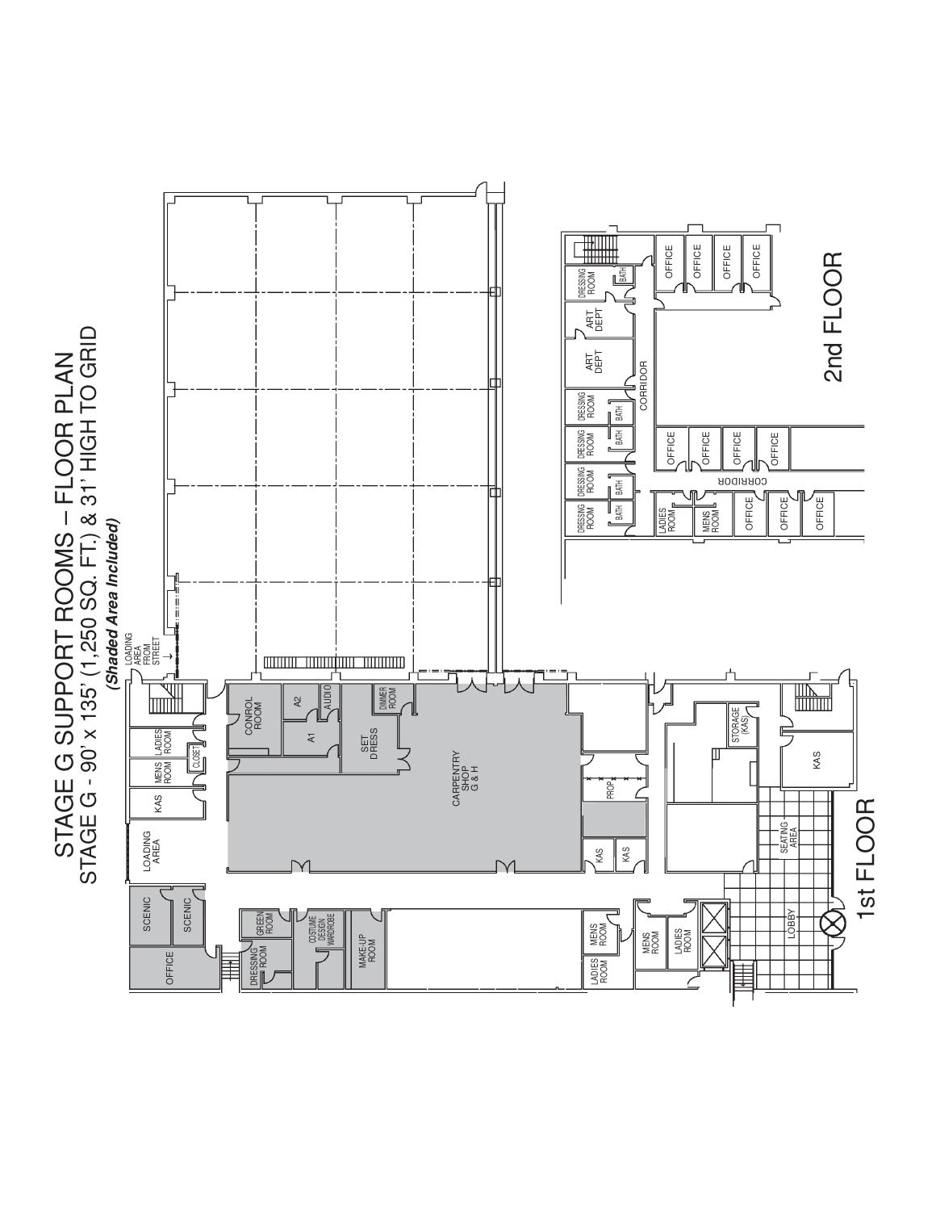# STAGE G SUPPORT ROOMS – FLOOR PLAN

STAGE G - 90' x 135' (1,250 SQ. FT.) & 31' HIGH TO GRID

***(Shaded Area Included)***

LOADING AREA FROM STREET

CONROL ROOM

A2

AUDIO

A1

DIMMER ROOM

SET DRESS

CARPENTRY SHOP G & H

LADIES ROOM

MENS ROOM

CLOSET

KAS

LOADING AREA

PROP

KAS

KAS

STORAGE (KAS)

KAS

SEATING AREA

SCENIC

SCENIC

OFFICE

GREEN ROOM

DRESSING ROOM

COSTUME DESIGN WARDROBE

MAKE-UP ROOM

MENS ROOM

LADIES ROOM

MENS ROOM

LADIES ROOM

LOBBY

1st FLOOR

DRESSING ROOM

BATH

OFFICE

OFFICE

OFFICE

OFFICE

ART DEPT

ART DEPT

CORRIDOR

DRESSING ROOM

BATH

DRESSING ROOM

BATH

DRESSING ROOM

BATH

DRESSING ROOM

BATH

OFFICE

OFFICE

OFFICE

OFFICE

CORRIDOR

LADIES ROOM

MENS ROOM

OFFICE

OFFICE

OFFICE

2nd FLOOR